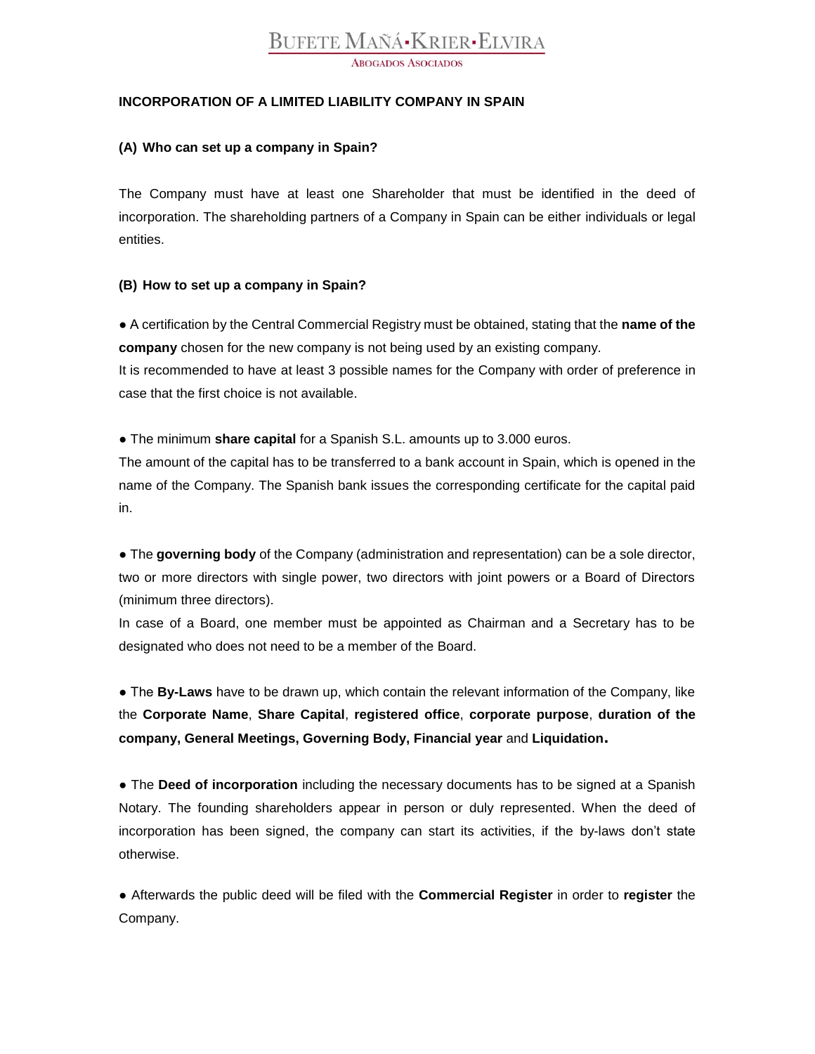## INCORPORATION OF A LIMITED LIABILITY COMPANY IN SPAIN

### (A) Who can set up a company in Spain?

The Company must have at least one Shareholder that must be identified in the deed of incorporation. The shareholding partners of a Company in Spain can be either individuals or legal entities.

### (B) How to set up a company in Spain?

● A certification by the Central Commercial Registry must be obtained, stating that the **name of the company** chosen for the new company is not being used by an existing company.
It is recommended to have at least 3 possible names for the Company with order of preference in case that the first choice is not available.

● The minimum **share capital** for a Spanish S.L. amounts up to 3.000 euros.
The amount of the capital has to be transferred to a bank account in Spain, which is opened in the name of the Company. The Spanish bank issues the corresponding certificate for the capital paid in.

● The **governing body** of the Company (administration and representation) can be a sole director, two or more directors with single power, two directors with joint powers or a Board of Directors (minimum three directors).
In case of a Board, one member must be appointed as Chairman and a Secretary has to be designated who does not need to be a member of the Board.

● The **By-Laws** have to be drawn up, which contain the relevant information of the Company, like the **Corporate Name**, **Share Capital**, **registered office**, **corporate purpose**, **duration of the company, General Meetings, Governing Body, Financial year** and **Liquidation.**

● The **Deed of incorporation** including the necessary documents has to be signed at a Spanish Notary. The founding shareholders appear in person or duly represented. When the deed of incorporation has been signed, the company can start its activities, if the by-laws don't state otherwise.

● Afterwards the public deed will be filed with the **Commercial Register** in order to **register** the Company.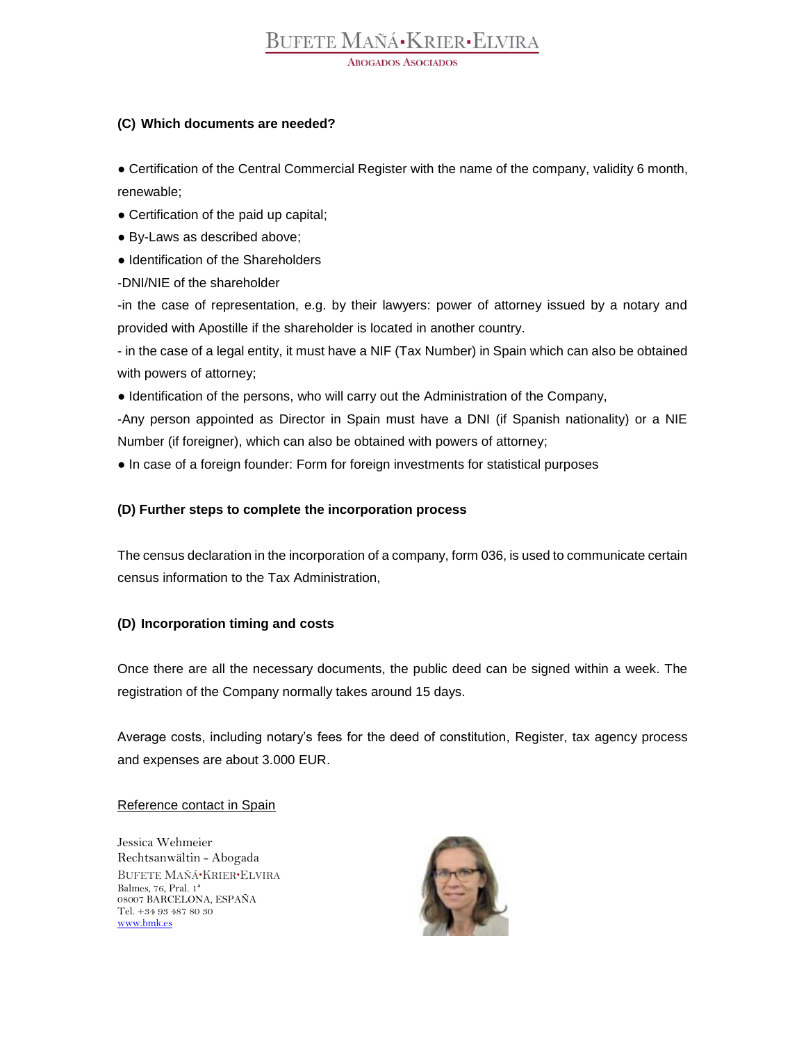### (C) Which documents are needed?

- Certification of the Central Commercial Register with the name of the company, validity 6 month, renewable;
- Certification of the paid up capital;
- By-Laws as described above;
- Identification of the Shareholders

-DNI/NIE of the shareholder

-in the case of representation, e.g. by their lawyers: power of attorney issued by a notary and provided with Apostille if the shareholder is located in another country.

- in the case of a legal entity, it must have a NIF (Tax Number) in Spain which can also be obtained with powers of attorney;

- Identification of the persons, who will carry out the Administration of the Company,

-Any person appointed as Director in Spain must have a DNI (if Spanish nationality) or a NIE Number (if foreigner), which can also be obtained with powers of attorney;

- In case of a foreign founder: Form for foreign investments for statistical purposes

### (D) Further steps to complete the incorporation process

The census declaration in the incorporation of a company, form 036, is used to communicate certain census information to the Tax Administration,

### (D) Incorporation timing and costs

Once there are all the necessary documents, the public deed can be signed within a week. The registration of the Company normally takes around 15 days.

Average costs, including notary's fees for the deed of constitution, Register, tax agency process and expenses are about 3.000 EUR.

Reference contact in Spain

Jessica Wehmeier
Rechtsanwältin - Abogada
BUFETE MAÑÁ·KRIER·ELVIRA
Balmes, 76, Pral. 1ª
08007 BARCELONA, ESPAÑA
Tel. +34 93 487 80 30
www.bmk.es